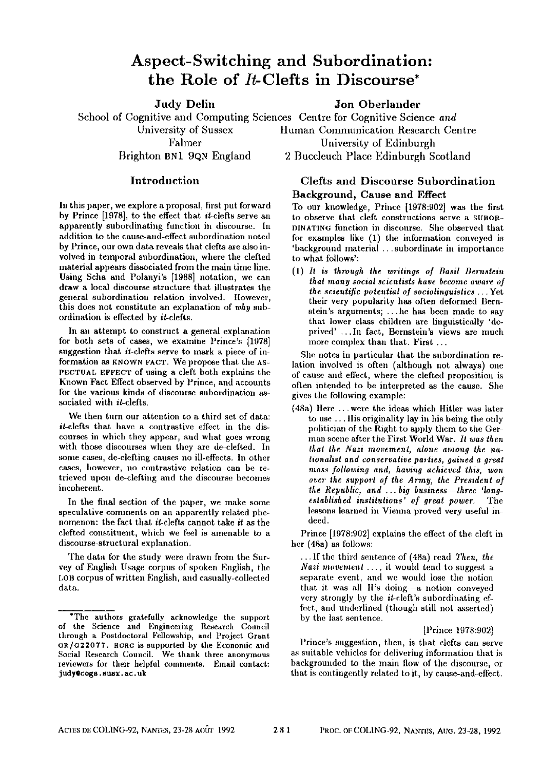# Aspect-Switching and Subordination: the Role of *It*-Clefts in Discourse*

**Judy Delin**
School of Cognitive and Computing Sciences
University of Sussex
Falmer
Brighton BN1 9QN England

**Jon Oberlander**
Centre for Cognitive Science *and*
Human Communication Research Centre
University of Edinburgh
2 Buccleuch Place Edinburgh Scotland

## Introduction

In this paper, we explore a proposal, first put forward by Prince [1978], to the effect that *it*-clefts serve an apparently subordinating function in discourse. In addition to the cause-and-effect subordination noted by Prince, our own data reveals that clefts are also involved in temporal subordination, where the clefted material appears dissociated from the main time line. Using Scha and Polanyi's [1988] notation, we can draw a local discourse structure that illustrates the general subordination relation involved. However, this does not constitute an explanation of *why* subordination is effected by *it*-clefts.

In an attempt to construct a general explanation for both sets of cases, we examine Prince's [1978] suggestion that *it*-clefts serve to mark a piece of information as KNOWN FACT. We propose that the ASPECTUAL EFFECT of using a cleft both explains the Known Fact Effect observed by Prince, and accounts for the various kinds of discourse subordination associated with *it*-clefts.

We then turn our attention to a third set of data: *it*-clefts that have a contrastive effect in the discourses in which they appear, and what goes wrong with those discourses when they are de-clefted. In some cases, de-clefting causes no ill-effects. In other cases, however, no contrastive relation can be retrieved upon de-clefting and the discourse becomes incoherent.

In the final section of the paper, we make some speculative comments on an apparently related phenomenon: the fact that *it*-clefts cannot take *it* as the clefted constituent, which we feel is amenable to a discourse-structural explanation.

The data for the study were drawn from the Survey of English Usage corpus of spoken English, the LOB corpus of written English, and casually-collected data.

*The authors gratefully acknowledge the support of the Science and Engineering Research Council through a Postdoctoral Fellowship, and Project Grant GR/G22077. HCRC is supported by the Economic and Social Research Council. We thank three anonymous reviewers for their helpful comments. Email contact: judy@cogs.susx.ac.uk

## Clefts and Discourse Subordination

### Background, Cause and Effect

To our knowledge, Prince [1978:902] was the first to observe that cleft constructions serve a SUBORDINATING function in discourse. She observed that for examples like (1) the information conveyed is 'background material ... subordinate in importance to what follows':

(1) *It is through the writings of Basil Bernstein that many social scientists have become aware of the scientific potential of sociolinguistics* ... Yet their very popularity has often deformed Bernstein's arguments; ... he has been made to say that lower class children are linguistically 'deprived' ... In fact, Bernstein's views are much more complex than that. First ...

She notes in particular that the subordination relation involved is often (although not always) one of cause and effect, where the clefted proposition is often intended to be interpreted as the cause. She gives the following example:

(48a) Here ... were the ideas which Hitler was later to use ... His originality lay in his being the only politician of the Right to apply them to the German scene after the First World War. *It was then that the Nazi movement, alone among the nationalist and conservative parties, gained a great mass following and, having achieved this, won over the support of the Army, the President of the Republic, and ... big business—three 'long-established institutions' of great power.* The lessons learned in Vienna proved very useful indeed.

Prince [1978:902] explains the effect of the cleft in her (48a) as follows:

> ... If the third sentence of (48a) read *Then, the Nazi movement ...*, it would tend to suggest a separate event, and we would lose the notion that it was all H's doing—a notion conveyed very strongly by the *it*-cleft's subordinating effect, and underlined (though still not asserted) by the last sentence.
>
> [Prince 1978:902]

Prince's suggestion, then, is that clefts can serve as suitable vehicles for delivering information that is backgrounded to the main flow of the discourse, or that is contingently related to it, by cause-and-effect.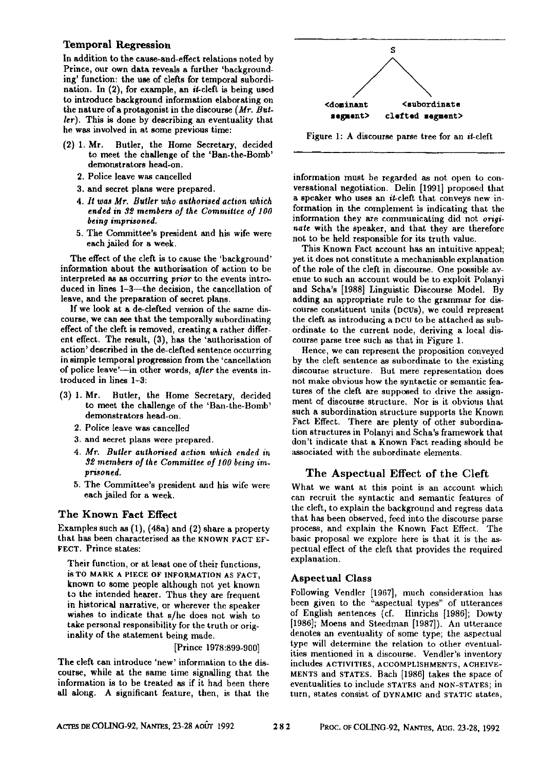### Temporal Regression

In addition to the cause-and-effect relations noted by Prince, our own data reveals a further 'backgrounding' function: the use of clefts for temporal subordination. In (2), for example, an *it*-cleft is being used to introduce background information elaborating on the nature of a protagonist in the discourse (*Mr. Butler*). This is done by describing an eventuality that he was involved in at some previous time:

(2) 1. Mr. Butler, the Home Secretary, decided to meet the challenge of the 'Ban-the-Bomb' demonstrators head-on.

2. Police leave was cancelled

3. and secret plans were prepared.

4. *It was Mr. Butler who authorised action which ended in 32 members of the Committee of 100 being imprisoned.*

5. The Committee's president and his wife were each jailed for a week.

The effect of the cleft is to cause the 'background' information about the authorisation of action to be interpreted as as occurring *prior* to the events introduced in lines 1–3—the decision, the cancellation of leave, and the preparation of secret plans.

If we look at a de-clefted version of the same discourse, we can see that the temporally subordinating effect of the cleft is removed, creating a rather different effect. The result, (3), has the 'authorisation of action' described in the de-clefted sentence occurring in simple temporal progression from the 'cancellation of police leave'—in other words, *after* the events introduced in lines 1–3:

(3) 1. Mr. Butler, the Home Secretary, decided to meet the challenge of the 'Ban-the-Bomb' demonstrators head-on.

2. Police leave was cancelled

3. and secret plans were prepared.

4. *Mr. Butler authorised action which ended in 32 members of the Committee of 100 being imprisoned.*

5. The Committee's president and his wife were each jailed for a week.

### The Known Fact Effect

Examples such as (1), (48a) and (2) share a property that has been characterised as the KNOWN FACT EFFECT. Prince states:

> Their function, or at least one of their functions, is TO MARK A PIECE OF INFORMATION AS FACT, known to some people although not yet known to the intended hearer. Thus they are frequent in historical narrative, or wherever the speaker wishes to indicate that s/he does not wish to take personal responsibility for the truth or originality of the statement being made.
>
> [Prince 1978:899-900]

The cleft can introduce 'new' information to the discourse, while at the same time signalling that the information is to be treated as if it had been there all along. A significant feature, then, is that the information must be regarded as not open to conversational negotiation. Delin [1991] proposed that a speaker who uses an *it*-cleft that conveys new information in the complement is indicating that the information they are communicating did not *originate* with the speaker, and that they are therefore not to be held responsible for its truth value.

```
              S
            /   \
           /     \
<dominant          <subordinate
 segment>      clefted segment>
```

Figure 1: A discourse parse tree for an *it*-cleft

This Known Fact account has an intuitive appeal; yet it does not constitute a mechanisable explanation of the role of the cleft in discourse. One possible avenue to such an account would be to exploit Polanyi and Scha's [1988] Linguistic Discourse Model. By adding an appropriate rule to the grammar for discourse constituent units (DCUs), we could represent the cleft as introducing a DCU to be attached as subordinate to the current node, deriving a local discourse parse tree such as that in Figure 1.

Hence, we can represent the proposition conveyed by the cleft sentence as subordinate to the existing discourse structure. But mere representation does not make obvious how the syntactic or semantic features of the cleft are supposed to drive the assignment of discourse structure. Nor is it obvious that such a subordination structure supports the Known Fact Effect. There are plenty of other subordination structures in Polanyi and Scha's framework that don't indicate that a Known Fact reading should be associated with the subordinate elements.

## The Aspectual Effect of the Cleft

What we want at this point is an account which can recruit the syntactic and semantic features of the cleft, to explain the background and regress data that has been observed, feed into the discourse parse process, and explain the Known Fact Effect. The basic proposal we explore here is that it is the aspectual effect of the cleft that provides the required explanation.

### Aspectual Class

Following Vendler [1967], much consideration has been given to the "aspectual types" of utterances of English sentences (cf. Hinrichs [1986]; Dowty [1986]; Moens and Steedman [1987]). An utterance denotes an eventuality of some type; the aspectual type will determine the relation to other eventualities mentioned in a discourse. Vendler's inventory includes ACTIVITIES, ACCOMPLISHMENTS, ACHEIVEMENTS and STATES. Bach [1986] takes the space of eventualities to include STATES and NON-STATES; in turn, states consist of DYNAMIC and STATIC states,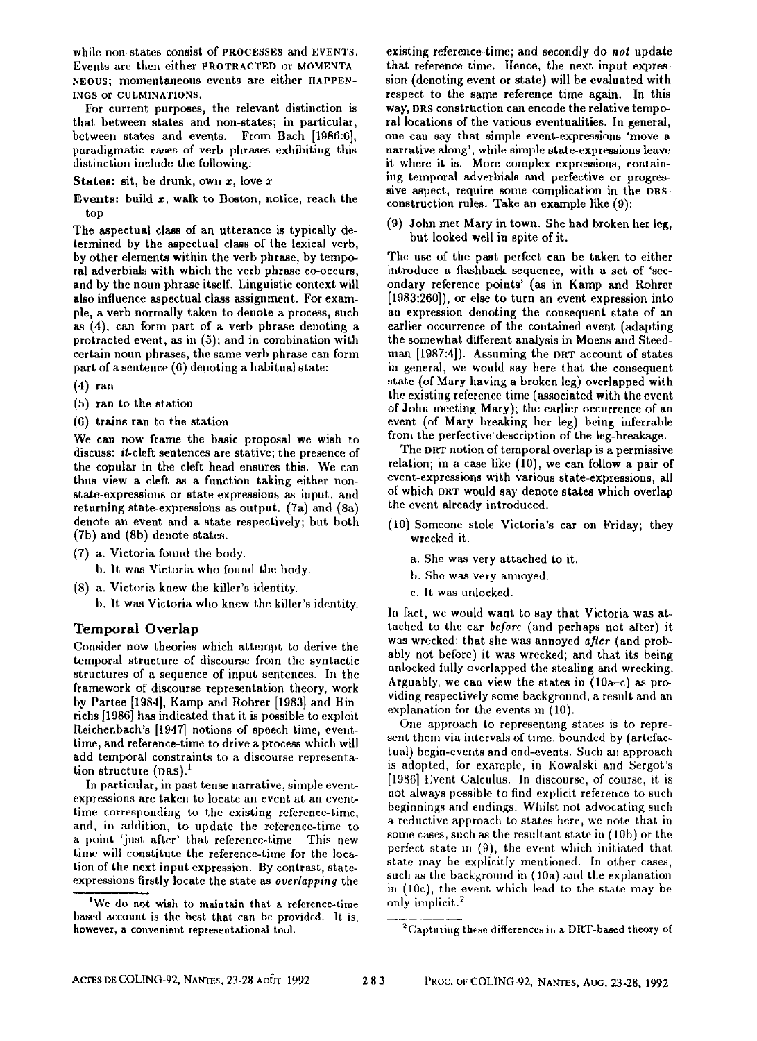while non-states consist of PROCESSES and EVENTS. Events are then either PROTRACTED or MOMENTANEOUS; momentaneous events are either HAPPENINGS or CULMINATIONS.

For current purposes, the relevant distinction is that between states and non-states; in particular, between states and events. From Bach [1986:6], paradigmatic cases of verb phrases exhibiting this distinction include the following:

**States:** sit, be drunk, own $x$, love $x$

**Events:** build $x$, walk to Boston, notice, reach the top

The aspectual class of an utterance is typically determined by the aspectual class of the lexical verb, by other elements within the verb phrase, by temporal adverbials with which the verb phrase co-occurs, and by the noun phrase itself. Linguistic context will also influence aspectual class assignment. For example, a verb normally taken to denote a process, such as (4), can form part of a verb phrase denoting a protracted event, as in (5); and in combination with certain noun phrases, the same verb phrase can form part of a sentence (6) denoting a habitual state:

(4) ran

(5) ran to the station

(6) trains ran to the station

We can now frame the basic proposal we wish to discuss: *it*-cleft sentences are stative; the presence of the copular in the cleft head ensures this. We can thus view a cleft as a function taking either non-state-expressions or state-expressions as input, and returning state-expressions as output. (7a) and (8a) denote an event and a state respectively; but both (7b) and (8b) denote states.

(7) a. Victoria found the body.
  b. It was Victoria who found the body.

(8) a. Victoria knew the killer's identity.
  b. It was Victoria who knew the killer's identity.

## Temporal Overlap

Consider now theories which attempt to derive the temporal structure of discourse from the syntactic structures of a sequence of input sentences. In the framework of discourse representation theory, work by Partee [1984], Kamp and Rohrer [1983] and Hinrichs [1986] has indicated that it is possible to exploit Reichenbach's [1947] notions of speech-time, event-time, and reference-time to drive a process which will add temporal constraints to a discourse representation structure (DRS).[1]

In particular, in past tense narrative, simple event-expressions are taken to locate an event at an event-time corresponding to the existing reference-time, and, in addition, to update the reference-time to a point 'just after' that reference-time. This new time will constitute the reference-time for the location of the next input expression. By contrast, state-expressions firstly locate the state as *overlapping* the existing reference-time; and secondly do *not* update that reference time. Hence, the next input expression (denoting event or state) will be evaluated with respect to the same reference time again. In this way, DRS construction can encode the relative temporal locations of the various eventualities. In general, one can say that simple event-expressions 'move a narrative along', while simple state-expressions leave it where it is. More complex expressions, containing temporal adverbials and perfective or progressive aspect, require some complication in the DRS-construction rules. Take an example like (9):

(9) John met Mary in town. She had broken her leg, but looked well in spite of it.

The use of the past perfect can be taken to either introduce a flashback sequence, with a set of 'secondary reference points' (as in Kamp and Rohrer [1983:260]), or else to turn an event expression into an expression denoting the consequent state of an earlier occurrence of the contained event (adapting the somewhat different analysis in Moens and Steedman [1987:4]). Assuming the DRT account of states in general, we would say here that the consequent state (of Mary having a broken leg) overlapped with the existing reference time (associated with the event of John meeting Mary); the earlier occurrence of an event (of Mary breaking her leg) being inferrable from the perfective description of the leg-breakage.

The DRT notion of temporal overlap is a permissive relation; in a case like (10), we can follow a pair of event-expressions with various state-expressions, all of which DRT would say denote states which overlap the event already introduced.

(10) Someone stole Victoria's car on Friday; they wrecked it.
  a. She was very attached to it.
  b. She was very annoyed.
  c. It was unlocked.

In fact, we would want to say that Victoria was attached to the car *before* (and perhaps not after) it was wrecked; that she was annoyed *after* (and probably not before) it was wrecked; and that its being unlocked fully overlapped the stealing and wrecking. Arguably, we can view the states in (10a–c) as providing respectively some background, a result and an explanation for the events in (10).

One approach to representing states is to represent them via intervals of time, bounded by (artefactual) begin-events and end-events. Such an approach is adopted, for example, in Kowalski and Sergot's [1986] Event Calculus. In discourse, of course, it is not always possible to find explicit reference to such beginnings and endings. Whilst not advocating such a reductive approach to states here, we note that in some cases, such as the resultant state in (10b) or the perfect state in (9), the event which initiated that state may be explicitly mentioned. In other cases, such as the background in (10a) and the explanation in (10c), the event which lead to the state may be only implicit.[2]

[1] We do not wish to maintain that a reference-time based account is the best that can be provided. It is, however, a convenient representational tool.

[2] Capturing these differences in a DRT-based theory of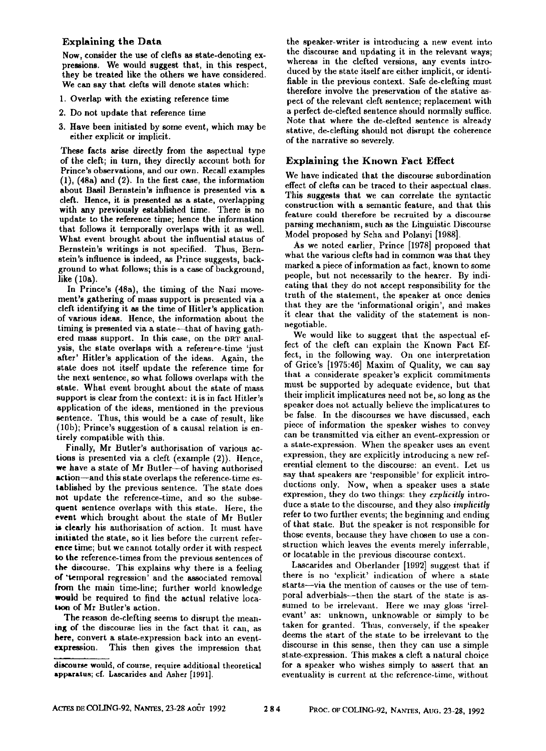## Explaining the Data

Now, consider the use of clefts as state-denoting expressions. We would suggest that, in this respect, they be treated like the others we have considered. We can say that clefts will denote states which:

1. Overlap with the existing reference time
2. Do not update that reference time
3. Have been initiated by some event, which may be either explicit or implicit.

These facts arise directly from the aspectual type of the cleft; in turn, they directly account both for Prince's observations, and our own. Recall examples (1), (48a) and (2). In the first case, the information about Basil Bernstein's influence is presented via a cleft. Hence, it is presented as a state, overlapping with any previously established time. There is no update to the reference time; hence the information that follows it temporally overlaps with it as well. What event brought about the influential status of Bernstein's writings is not specified. Thus, Bernstein's influence is indeed, as Prince suggests, background to what follows; this is a case of background, like (10a).

In Prince's (48a), the timing of the Nazi movement's gathering of mass support is presented via a cleft identifying it as the time of Hitler's application of various ideas. Hence, the information about the timing is presented via a state—that of having gathered mass support. In this case, on the DRT analysis, the state overlaps with a reference-time 'just after' Hitler's application of the ideas. Again, the state does not itself update the reference time for the next sentence, so what follows overlaps with the state. What event brought about the state of mass support is clear from the context: it is in fact Hitler's application of the ideas, mentioned in the previous sentence. Thus, this would be a case of result, like (10b); Prince's suggestion of a causal relation is entirely compatible with this.

Finally, Mr Butler's authorisation of various actions is presented via a cleft (example (2)). Hence, we have a state of Mr Butler—of having authorised action—and this state overlaps the reference-time established by the previous sentence. The state does not update the reference-time, and so the subsequent sentence overlaps with this state. Here, the event which brought about the state of Mr Butler is clearly his authorisation of action. It must have initiated the state, so it lies before the current reference time; but we cannot totally order it with respect to the reference-times from the previous sentences of the discourse. This explains why there is a feeling of 'temporal regression' and the associated removal from the main time-line; further world knowledge would be required to find the actual relative location of Mr Butler's action.

The reason de-clefting seems to disrupt the meaning of the discourse lies in the fact that it can, as here, convert a state-expression back into an event-expression. This then gives the impression that the speaker-writer is introducing a new event into the discourse and updating it in the relevant ways; whereas in the clefted versions, any events introduced by the state itself are either implicit, or identifiable in the previous context. Safe de-clefting must therefore involve the preservation of the stative aspect of the relevant cleft sentence; replacement with a perfect de-clefted sentence should normally suffice. Note that where the de-clefted sentence is already stative, de-clefting should not disrupt the coherence of the narrative so severely.

## Explaining the Known Fact Effect

We have indicated that the discourse subordination effect of clefts can be traced to their aspectual class. This suggests that we can correlate the syntactic construction with a semantic feature, and that this feature could therefore be recruited by a discourse parsing mechanism, such as the Linguistic Discourse Model proposed by Scha and Polanyi [1988].

As we noted earlier, Prince [1978] proposed that what the various clefts had in common was that they marked a piece of information as fact, known to some people, but not necessarily to the hearer. By indicating that they do not accept responsibility for the truth of the statement, the speaker at once denies that they are the 'informational origin', and makes it clear that the validity of the statement is non-negotiable.

We would like to suggest that the aspectual effect of the cleft can explain the Known Fact Effect, in the following way. On one interpretation of Grice's [1975:46] Maxim of Quality, we can say that a considerate speaker's explicit commitments must be supported by adequate evidence, but that their implicit implicatures need not be, so long as the speaker does not actually believe the implicatures to be false. In the discourses we have discussed, each piece of information the speaker wishes to convey can be transmitted via either an event-expression or a state-expression. When the speaker uses an event expression, they are explicitly introducing a new referential element to the discourse: an event. Let us say that speakers are 'responsible' for explicit introductions only. Now, when a speaker uses a state expression, they do two things: they *explicitly* introduce a state to the discourse, and they also *implicitly* refer to two further events; the beginning and ending of that state. But the speaker is not responsible for those events, because they have chosen to use a construction which leaves the events merely inferrable, or locatable in the previous discourse context.

Lascarides and Oberlander [1992] suggest that if there is no 'explicit' indication of where a state starts—via the mention of causes or the use of temporal adverbials—then the start of the state is assumed to be irrelevant. Here we may gloss 'irrelevant' as: unknown, unknowable or simply to be taken for granted. Thus, conversely, if the speaker deems the start of the state to be irrelevant to the discourse in this sense, then they can use a simple state-expression. This makes a cleft a natural choice for a speaker who wishes simply to assert that an eventuality is current at the reference-time, without

discourse would, of course, require additional theoretical apparatus; cf. Lascarides and Asher [1991].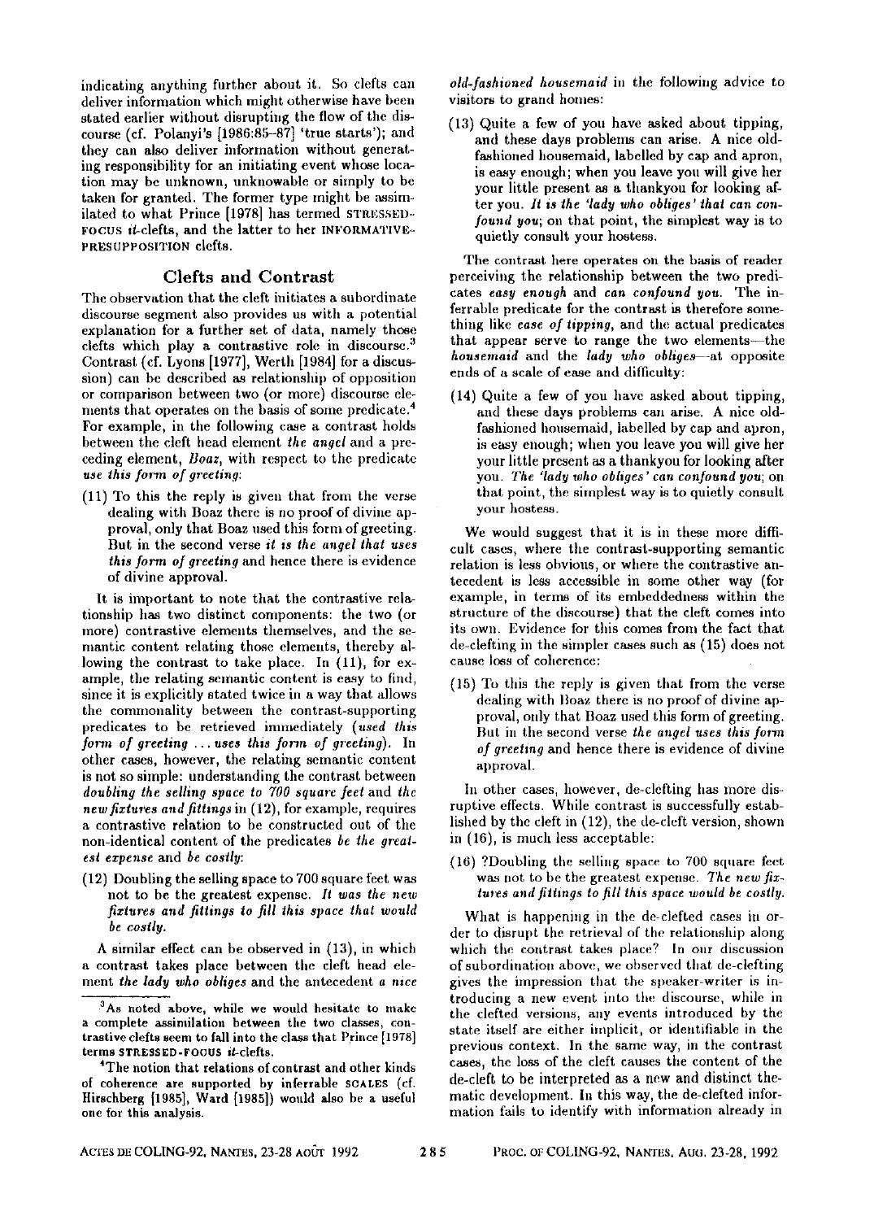indicating anything further about it. So clefts can deliver information which might otherwise have been stated earlier without disrupting the flow of the discourse (cf. Polanyi's [1986:85–87] 'true starts'); and they can also deliver information without generating responsibility for an initiating event whose location may be unknown, unknowable or simply to be taken for granted. The former type might be assimilated to what Prince [1978] has termed STRESSED-FOCUS *it*-clefts, and the latter to her INFORMATIVE-PRESUPPOSITION clefts.

## Clefts and Contrast

The observation that the cleft initiates a subordinate discourse segment also provides us with a potential explanation for a further set of data, namely those clefts which play a contrastive role in discourse.[3] Contrast (cf. Lyons [1977], Werth [1984] for a discussion) can be described as relationship of opposition or comparison between two (or more) discourse elements that operates on the basis of some predicate.[4] For example, in the following case a contrast holds between the cleft head element *the angel* and a preceding element, *Boaz*, with respect to the predicate *use this form of greeting*:

(11) To this the reply is given that from the verse dealing with Boaz there is no proof of divine approval, only that Boaz used this form of greeting. But in the second verse *it is the angel that uses this form of greeting* and hence there is evidence of divine approval.

It is important to note that the contrastive relationship has two distinct components: the two (or more) contrastive elements themselves, and the semantic content relating those elements, thereby allowing the contrast to take place. In (11), for example, the relating semantic content is easy to find, since it is explicitly stated twice in a way that allows the commonality between the contrast-supporting predicates to be retrieved immediately (*used this form of greeting ... uses this form of greeting*). In other cases, however, the relating semantic content is not so simple: understanding the contrast between *doubling the selling space to 700 square feet* and *the new fixtures and fittings* in (12), for example, requires a contrastive relation to be constructed out of the non-identical content of the predicates *be the greatest expense* and *be costly*:

(12) Doubling the selling space to 700 square feet was not to be the greatest expense. *It was the new fixtures and fittings to fill this space that would be costly.*

A similar effect can be observed in (13), in which a contrast takes place between the cleft head element *the lady who obliges* and the antecedent *a nice old-fashioned housemaid* in the following advice to visitors to grand homes:

(13) Quite a few of you have asked about tipping, and these days problems can arise. A nice old-fashioned housemaid, labelled by cap and apron, is easy enough; when you leave you will give her your little present as a thankyou for looking after you. *It is the 'lady who obliges' that can confound you*; on that point, the simplest way is to quietly consult your hostess.

The contrast here operates on the basis of reader perceiving the relationship between the two predicates *easy enough* and *can confound you*. The inferrable predicate for the contrast is therefore something like *ease of tipping*, and the actual predicates that appear serve to range the two elements—the *housemaid* and the *lady who obliges*—at opposite ends of a scale of ease and difficulty:

(14) Quite a few of you have asked about tipping, and these days problems can arise. A nice old-fashioned housemaid, labelled by cap and apron, is easy enough; when you leave you will give her your little present as a thankyou for looking after you. *The 'lady who obliges' can confound you*; on that point, the simplest way is to quietly consult your hostess.

We would suggest that it is in these more difficult cases, where the contrast-supporting semantic relation is less obvious, or where the contrastive antecedent is less accessible in some other way (for example, in terms of its embeddedness within the structure of the discourse) that the cleft comes into its own. Evidence for this comes from the fact that de-clefting in the simpler cases such as (15) does not cause loss of coherence:

(15) To this the reply is given that from the verse dealing with Boaz there is no proof of divine approval, only that Boaz used this form of greeting. But in the second verse *the angel uses this form of greeting* and hence there is evidence of divine approval.

In other cases, however, de-clefting has more disruptive effects. While contrast is successfully established by the cleft in (12), the de-cleft version, shown in (16), is much less acceptable:

(16) ?Doubling the selling space to 700 square feet was not to be the greatest expense. *The new fixtures and fittings to fill this space would be costly.*

What is happening in the de-clefted cases in order to disrupt the retrieval of the relationship along which the contrast takes place? In our discussion of subordination above, we observed that de-clefting gives the impression that the speaker-writer is introducing a new event into the discourse, while in the clefted versions, any events introduced by the state itself are either implicit, or identifiable in the previous context. In the same way, in the contrast cases, the loss of the cleft causes the content of the de-cleft to be interpreted as a new and distinct thematic development. In this way, the de-clefted information fails to identify with information already in

[3] As noted above, while we would hesitate to make a complete assimilation between the two classes, contrastive clefts seem to fall into the class that Prince [1978] terms STRESSED-FOCUS *it*-clefts.

[4] The notion that relations of contrast and other kinds of coherence are supported by inferrable SCALES (cf. Hirschberg [1985], Ward [1985]) would also be a useful one for this analysis.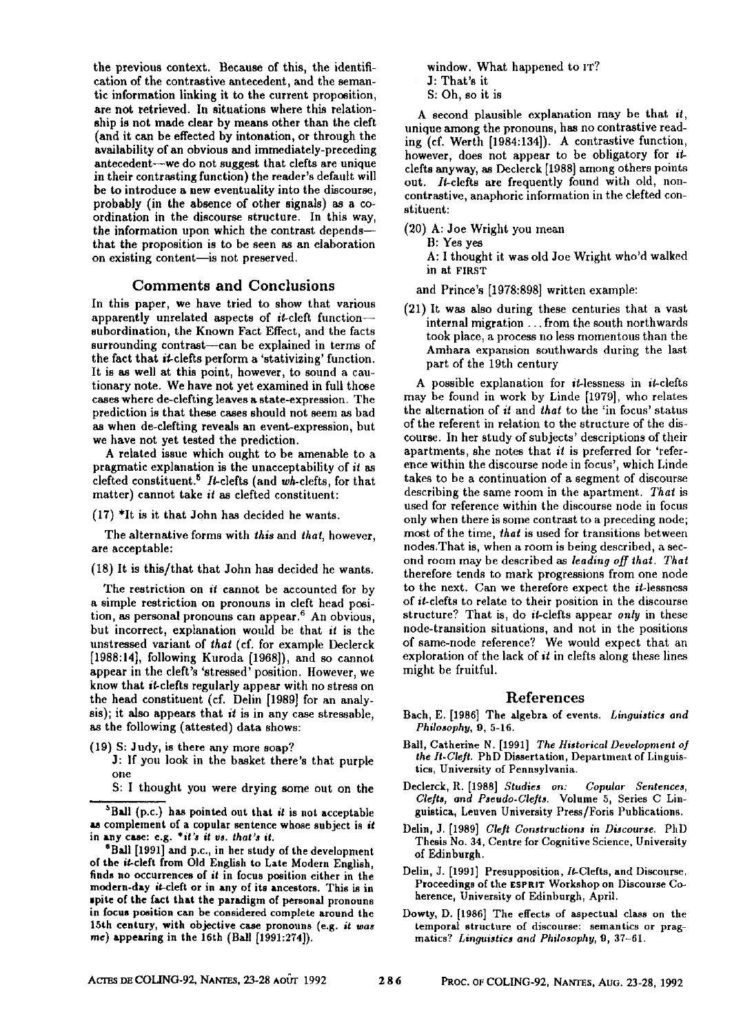the previous context. Because of this, the identification of the contrastive antecedent, and the semantic information linking it to the current proposition, are not retrieved. In situations where this relationship is not made clear by means other than the cleft (and it can be effected by intonation, or through the availability of an obvious and immediately-preceding antecedent—we do not suggest that clefts are unique in their contrasting function) the reader's default will be to introduce a new eventuality into the discourse, probably (in the absence of other signals) as a coordination in the discourse structure. In this way, the information upon which the contrast depends—that the proposition is to be seen as an elaboration on existing content—is not preserved.

## Comments and Conclusions

In this paper, we have tried to show that various apparently unrelated aspects of *it*-cleft function—subordination, the Known Fact Effect, and the facts surrounding contrast—can be explained in terms of the fact that *it*-clefts perform a 'stativizing' function. It is as well at this point, however, to sound a cautionary note. We have not yet examined in full those cases where de-clefting leaves a state-expression. The prediction is that these cases should not seem as bad as when de-clefting reveals an event-expression, but we have not yet tested the prediction.

A related issue which ought to be amenable to a pragmatic explanation is the unacceptability of *it* as clefted constituent.[5] *It*-clefts (and *wh*-clefts, for that matter) cannot take *it* as clefted constituent:

(17) *It is it that John has decided he wants.

The alternative forms with *this* and *that*, however, are acceptable:

(18) It is this/that that John has decided he wants.

The restriction on *it* cannot be accounted for by a simple restriction on pronouns in cleft head position, as personal pronouns can appear.[6] An obvious, but incorrect, explanation would be that *it* is the unstressed variant of *that* (cf. for example Declerck [1988:14], following Kuroda [1968]), and so cannot appear in the cleft's 'stressed' position. However, we know that *it*-clefts regularly appear with no stress on the head constituent (cf. Delin [1989] for an analysis); it also appears that *it* is in any case stressable, as the following (attested) data shows:

(19) S: Judy, is there any more soap?
J: If you look in the basket there's that purple one
S: I thought you were drying some out on the window. What happened to IT?
J: That's it
S: Oh, so it is

A second plausible explanation may be that *it*, unique among the pronouns, has no contrastive reading (cf. Werth [1984:134]). A contrastive function, however, does not appear to be obligatory for *it*-clefts anyway, as Declerck [1988] among others points out. *It*-clefts are frequently found with old, non-contrastive, anaphoric information in the clefted constituent:

(20) A: Joe Wright you mean
B: Yes yes
A: I thought it was old Joe Wright who'd walked in at FIRST

and Prince's [1978:898] written example:

(21) It was also during these centuries that a vast internal migration ... from the south northwards took place, a process no less momentous than the Amhara expansion southwards during the last part of the 19th century

A possible explanation for *it*-lessness in *it*-clefts may be found in work by Linde [1979], who relates the alternation of *it* and *that* to the 'in focus' status of the referent in relation to the structure of the discourse. In her study of subjects' descriptions of their apartments, she notes that *it* is preferred for 'reference within the discourse node in focus', which Linde takes to be a continuation of a segment of discourse describing the same room in the apartment. *That* is used for reference within the discourse node in focus only when there is some contrast to a preceding node; most of the time, *that* is used for transitions between nodes.That is, when a room is being described, a second room may be described as *leading off that*. *That* therefore tends to mark progressions from one node to the next. Can we therefore expect the *it*-lessness of *it*-clefts to relate to their position in the discourse structure? That is, do *it*-clefts appear *only* in these node-transition situations, and not in the positions of same-node reference? We would expect that an exploration of the lack of *it* in clefts along these lines might be fruitful.

[5] Ball (p.c.) has pointed out that *it* is not acceptable as complement of a copular sentence whose subject is *it* in any case: e.g. **it's it vs. that's it*.

[6] Ball [1991] and p.c., in her study of the development of the *it*-cleft from Old English to Late Modern English, finds no occurrences of *it* in focus position either in the modern-day *it*-cleft or in any of its ancestors. This is in spite of the fact that the paradigm of personal pronouns in focus position can be considered complete around the 15th century, with objective case pronouns (e.g. *it was me*) appearing in the 16th (Ball [1991:274]).

## References

Bach, E. [1986] The algebra of events. *Linguistics and Philosophy*, 9, 5-16.

Ball, Catherine N. [1991] *The Historical Development of the It-Cleft.* PhD Dissertation, Department of Linguistics, University of Pennsylvania.

Declerck, R. [1988] *Studies on: Copular Sentences, Clefts, and Pseudo-Clefts.* Volume 5, Series C Linguistica, Leuven University Press/Foris Publications.

Delin, J. [1989] *Cleft Constructions in Discourse.* PhD Thesis No. 34, Centre for Cognitive Science, University of Edinburgh.

Delin, J. [1991] Presupposition, *It*-Clefts, and Discourse. Proceedings of the ESPRIT Workshop on Discourse Coherence, University of Edinburgh, April.

Dowty, D. [1986] The effects of aspectual class on the temporal structure of discourse: semantics or pragmatics? *Linguistics and Philosophy*, 9, 37-61.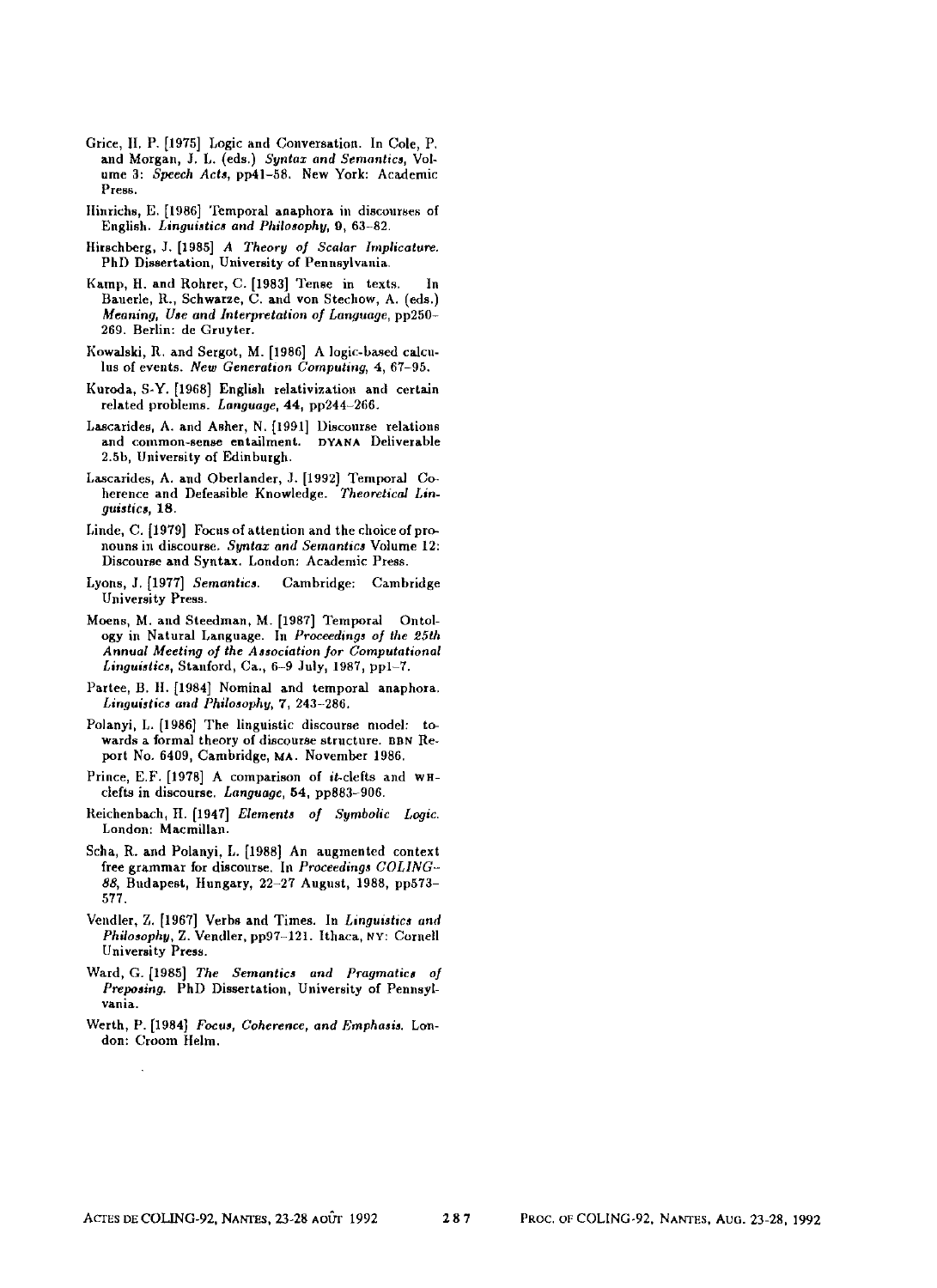Grice, H. P. [1975] Logic and Conversation. In Cole, P. and Morgan, J. L. (eds.) *Syntax and Semantics*, Volume 3: *Speech Acts*, pp41–58. New York: Academic Press.

Hinrichs, E. [1986] Temporal anaphora in discourses of English. *Linguistics and Philosophy*, **9**, 63–82.

Hirschberg, J. [1985] *A Theory of Scalar Implicature.* PhD Dissertation, University of Pennsylvania.

Kamp, H. and Rohrer, C. [1983] Tense in texts. In Bauerle, R., Schwarze, C. and von Stechow, A. (eds.) *Meaning, Use and Interpretation of Language*, pp250–269. Berlin: de Gruyter.

Kowalski, R. and Sergot, M. [1986] A logic-based calculus of events. *New Generation Computing*, **4**, 67–95.

Kuroda, S-Y. [1968] English relativization and certain related problems. *Language*, **44**, pp244–266.

Lascarides, A. and Asher, N. [1991] Discourse relations and common-sense entailment. DYANA Deliverable 2.5b, University of Edinburgh.

Lascarides, A. and Oberlander, J. [1992] Temporal Coherence and Defeasible Knowledge. *Theoretical Linguistics*, **18**.

Linde, C. [1979] Focus of attention and the choice of pronouns in discourse. *Syntax and Semantics* Volume 12: Discourse and Syntax. London: Academic Press.

Lyons, J. [1977] *Semantics*. Cambridge: Cambridge University Press.

Moens, M. and Steedman, M. [1987] Temporal Ontology in Natural Language. In *Proceedings of the 25th Annual Meeting of the Association for Computational Linguistics*, Stanford, Ca., 6–9 July, 1987, pp1–7.

Partee, B. H. [1984] Nominal and temporal anaphora. *Linguistics and Philosophy*, **7**, 243–286.

Polanyi, L. [1986] The linguistic discourse model: towards a formal theory of discourse structure. BBN Report No. 6409, Cambridge, MA. November 1986.

Prince, E.F. [1978] A comparison of *it*-clefts and WH-clefts in discourse. *Language*, **54**, pp883–906.

Reichenbach, H. [1947] *Elements of Symbolic Logic*. London: Macmillan.

Scha, R. and Polanyi, L. [1988] An augmented context free grammar for discourse. In *Proceedings COLING-88*, Budapest, Hungary, 22–27 August, 1988, pp573–577.

Vendler, Z. [1967] Verbs and Times. In *Linguistics and Philosophy*, Z. Vendler, pp97–121. Ithaca, NY: Cornell University Press.

Ward, G. [1985] *The Semantics and Pragmatics of Preposing.* PhD Dissertation, University of Pennsylvania.

Werth, P. [1984] *Focus, Coherence, and Emphasis*. London: Croom Helm.